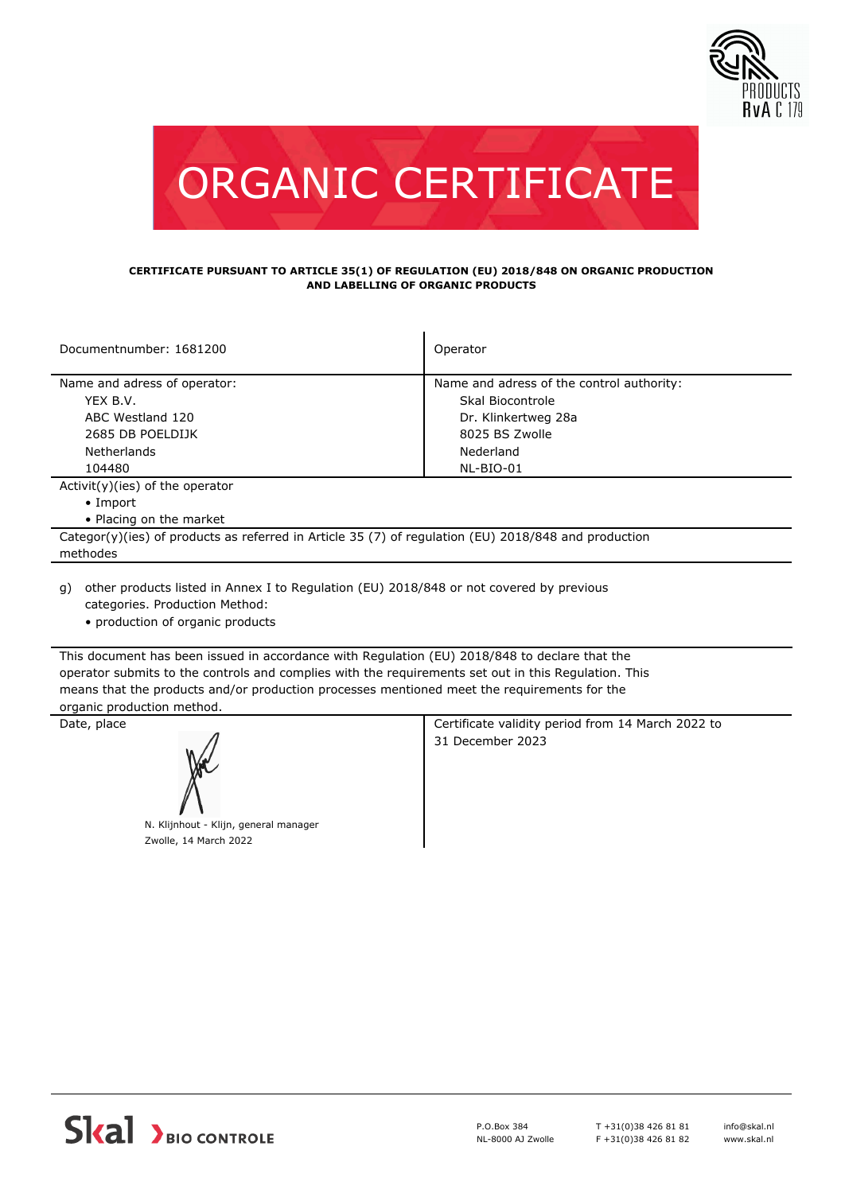PRODUCTS
RvA C 179

# ORGANIC CERTIFICATE

**CERTIFICATE PURSUANT TO ARTICLE 35(1) OF REGULATION (EU) 2018/848 ON ORGANIC PRODUCTION AND LABELLING OF ORGANIC PRODUCTS**

| Documentnumber: 1681200 | Operator |
|---|---|
| Name and adress of operator:<br>YEX B.V.<br>ABC Westland 120<br>2685 DB POELDIJK<br>Netherlands<br>104480 | Name and adress of the control authority:<br>Skal Biocontrole<br>Dr. Klinkertweg 28a<br>8025 BS Zwolle<br>Nederland<br>NL-BIO-01 |

Activit(y)(ies) of the operator

- Import
- Placing on the market

Categor(y)(ies) of products as referred in Article 35 (7) of regulation (EU) 2018/848 and production methodes

g) other products listed in Annex I to Regulation (EU) 2018/848 or not covered by previous categories. Production Method:
- production of organic products

This document has been issued in accordance with Regulation (EU) 2018/848 to declare that the operator submits to the controls and complies with the requirements set out in this Regulation. This means that the products and/or production processes mentioned meet the requirements for the organic production method.

| Date, place | Certificate validity period from 14 March 2022 to 31 December 2023 |
|---|---|
| N. Klijnhout - Klijn, general manager<br>Zwolle, 14 March 2022 | |

Skal BIO CONTROLE

P.O.Box 384
NL-8000 AJ Zwolle

T +31(0)38 426 81 81
F +31(0)38 426 81 82

info@skal.nl
www.skal.nl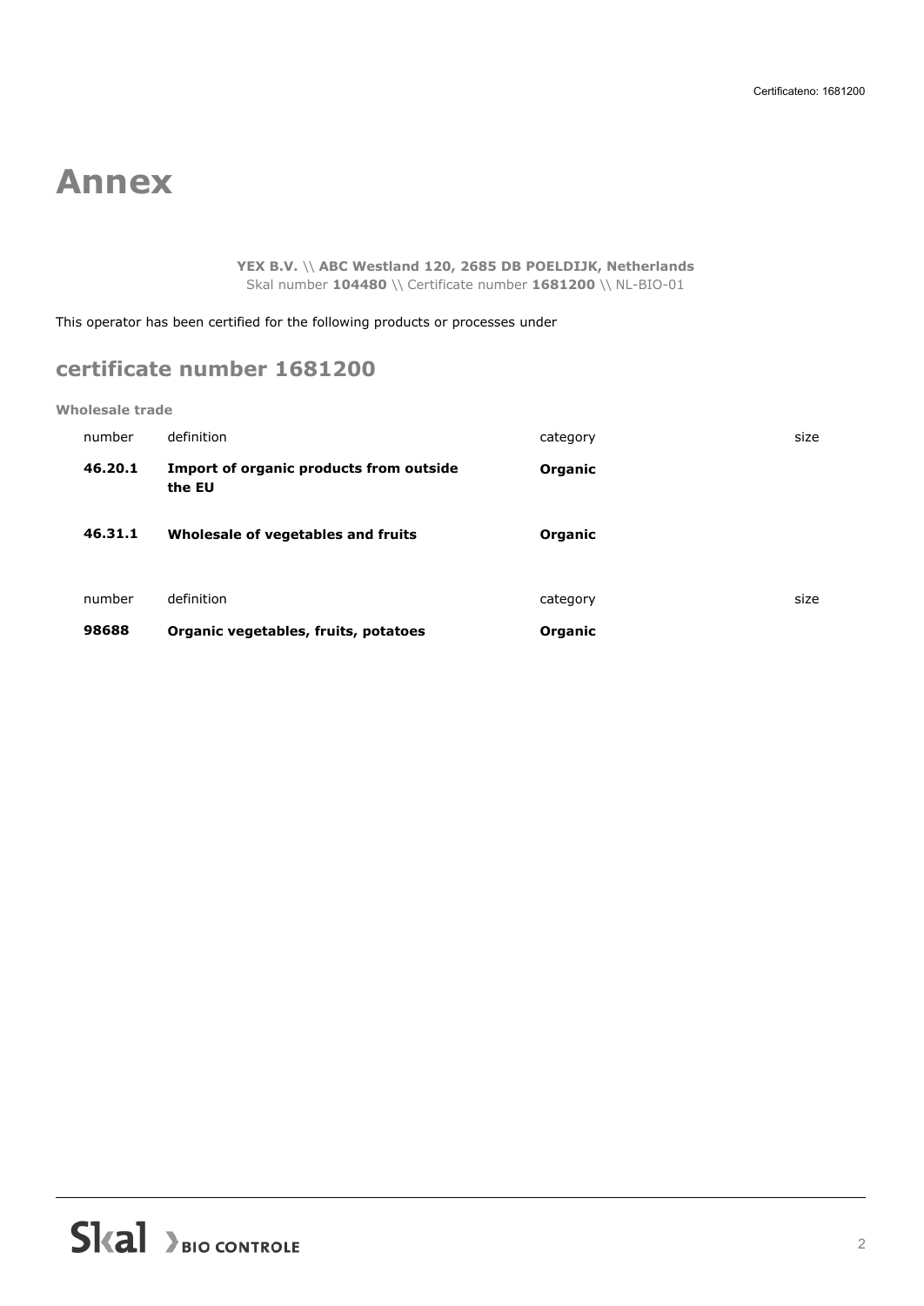# Annex

**YEX B.V.** \\ **ABC Westland 120, 2685 DB POELDIJK, Netherlands**
Skal number **104480** \\ Certificate number **1681200** \\ NL-BIO-01

This operator has been certified for the following products or processes under

## certificate number 1681200

### Wholesale trade

| number | definition | category | size |
|---|---|---|---|
| **46.20.1** | **Import of organic products from outside the EU** | **Organic** | |
| **46.31.1** | **Wholesale of vegetables and fruits** | **Organic** | |

| number | definition | category | size |
|---|---|---|---|
| **98688** | **Organic vegetables, fruits, potatoes** | **Organic** | |